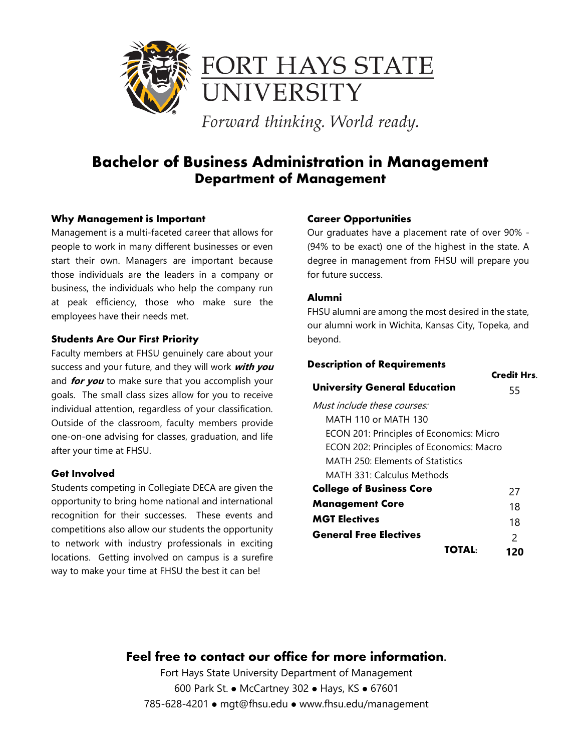# FORT HAYS STATE UNIVERSITY

*Forward thinking. World ready.*

# Bachelor of Business Administration in Management
## Department of Management

### Why Management is Important

Management is a multi-faceted career that allows for people to work in many different businesses or even start their own. Managers are important because those individuals are the leaders in a company or business, the individuals who help the company run at peak efficiency, those who make sure the employees have their needs met.

### Students Are Our First Priority

Faculty members at FHSU genuinely care about your success and your future, and they will work ***with you*** and ***for you*** to make sure that you accomplish your goals. The small class sizes allow for you to receive individual attention, regardless of your classification. Outside of the classroom, faculty members provide one-on-one advising for classes, graduation, and life after your time at FHSU.

### Get Involved

Students competing in Collegiate DECA are given the opportunity to bring home national and international recognition for their successes. These events and competitions also allow our students the opportunity to network with industry professionals in exciting locations. Getting involved on campus is a surefire way to make your time at FHSU the best it can be!

### Career Opportunities

Our graduates have a placement rate of over 90% - (94% to be exact) one of the highest in the state. A degree in management from FHSU will prepare you for future success.

### Alumni

FHSU alumni are among the most desired in the state, our alumni work in Wichita, Kansas City, Topeka, and beyond.

### Description of Requirements

| | Credit Hrs. |
|---|---|
| **University General Education** | 55 |
| *Must include these courses:* | |
| MATH 110 or MATH 130 | |
| ECON 201: Principles of Economics: Micro | |
| ECON 202: Principles of Economics: Macro | |
| MATH 250: Elements of Statistics | |
| MATH 331: Calculus Methods | |
| **College of Business Core** | 27 |
| **Management Core** | 18 |
| **MGT Electives** | 18 |
| **General Free Electives** | 2 |
| **TOTAL:** | **120** |

## Feel free to contact our office for more information.

Fort Hays State University Department of Management
600 Park St. ● McCartney 302 ● Hays, KS ● 67601
785-628-4201 ● mgt@fhsu.edu ● www.fhsu.edu/management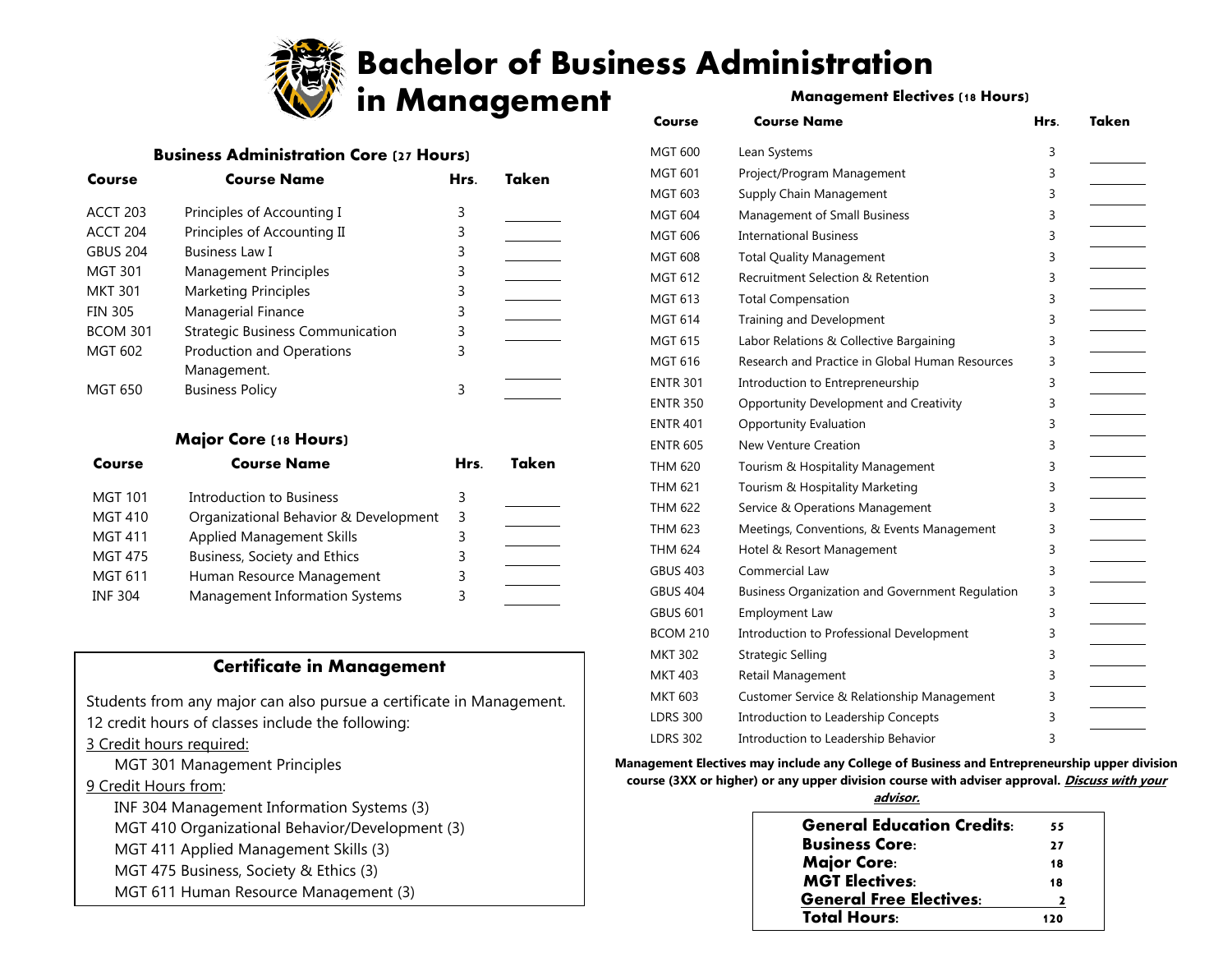# Bachelor of Business Administration in Management

## Business Administration Core (27 Hours)

| Course | Course Name | Hrs. | Taken |
|---|---|---|---|
| ACCT 203 | Principles of Accounting I | 3 | |
| ACCT 204 | Principles of Accounting II | 3 | |
| GBUS 204 | Business Law I | 3 | |
| MGT 301 | Management Principles | 3 | |
| MKT 301 | Marketing Principles | 3 | |
| FIN 305 | Managerial Finance | 3 | |
| BCOM 301 | Strategic Business Communication | 3 | |
| MGT 602 | Production and Operations Management. | 3 | |
| MGT 650 | Business Policy | 3 | |

## Major Core (18 Hours)

| Course | Course Name | Hrs. | Taken |
|---|---|---|---|
| MGT 101 | Introduction to Business | 3 | |
| MGT 410 | Organizational Behavior & Development | 3 | |
| MGT 411 | Applied Management Skills | 3 | |
| MGT 475 | Business, Society and Ethics | 3 | |
| MGT 611 | Human Resource Management | 3 | |
| INF 304 | Management Information Systems | 3 | |

## Certificate in Management

Students from any major can also pursue a certificate in Management. 12 credit hours of classes include the following:

3 Credit hours required:

MGT 301 Management Principles

9 Credit Hours from:

INF 304 Management Information Systems (3)
MGT 410 Organizational Behavior/Development (3)
MGT 411 Applied Management Skills (3)
MGT 475 Business, Society & Ethics (3)
MGT 611 Human Resource Management (3)

## Management Electives (18 Hours)

| Course | Course Name | Hrs. | Taken |
|---|---|---|---|
| MGT 600 | Lean Systems | 3 | |
| MGT 601 | Project/Program Management | 3 | |
| MGT 603 | Supply Chain Management | 3 | |
| MGT 604 | Management of Small Business | 3 | |
| MGT 606 | International Business | 3 | |
| MGT 608 | Total Quality Management | 3 | |
| MGT 612 | Recruitment Selection & Retention | 3 | |
| MGT 613 | Total Compensation | 3 | |
| MGT 614 | Training and Development | 3 | |
| MGT 615 | Labor Relations & Collective Bargaining | 3 | |
| MGT 616 | Research and Practice in Global Human Resources | 3 | |
| ENTR 301 | Introduction to Entrepreneurship | 3 | |
| ENTR 350 | Opportunity Development and Creativity | 3 | |
| ENTR 401 | Opportunity Evaluation | 3 | |
| ENTR 605 | New Venture Creation | 3 | |
| THM 620 | Tourism & Hospitality Management | 3 | |
| THM 621 | Tourism & Hospitality Marketing | 3 | |
| THM 622 | Service & Operations Management | 3 | |
| THM 623 | Meetings, Conventions, & Events Management | 3 | |
| THM 624 | Hotel & Resort Management | 3 | |
| GBUS 403 | Commercial Law | 3 | |
| GBUS 404 | Business Organization and Government Regulation | 3 | |
| GBUS 601 | Employment Law | 3 | |
| BCOM 210 | Introduction to Professional Development | 3 | |
| MKT 302 | Strategic Selling | 3 | |
| MKT 403 | Retail Management | 3 | |
| MKT 603 | Customer Service & Relationship Management | 3 | |
| LDRS 300 | Introduction to Leadership Concepts | 3 | |
| LDRS 302 | Introduction to Leadership Behavior | 3 | |

**Management Electives may include any College of Business and Entrepreneurship upper division course (3XX or higher) or any upper division course with adviser approval. *Discuss with your advisor.***

| | |
|---|---|
| **General Education Credits:** | 55 |
| **Business Core:** | 27 |
| **Major Core:** | 18 |
| **MGT Electives:** | 18 |
| **General Free Electives:** | 2 |
| **Total Hours:** | 120 |